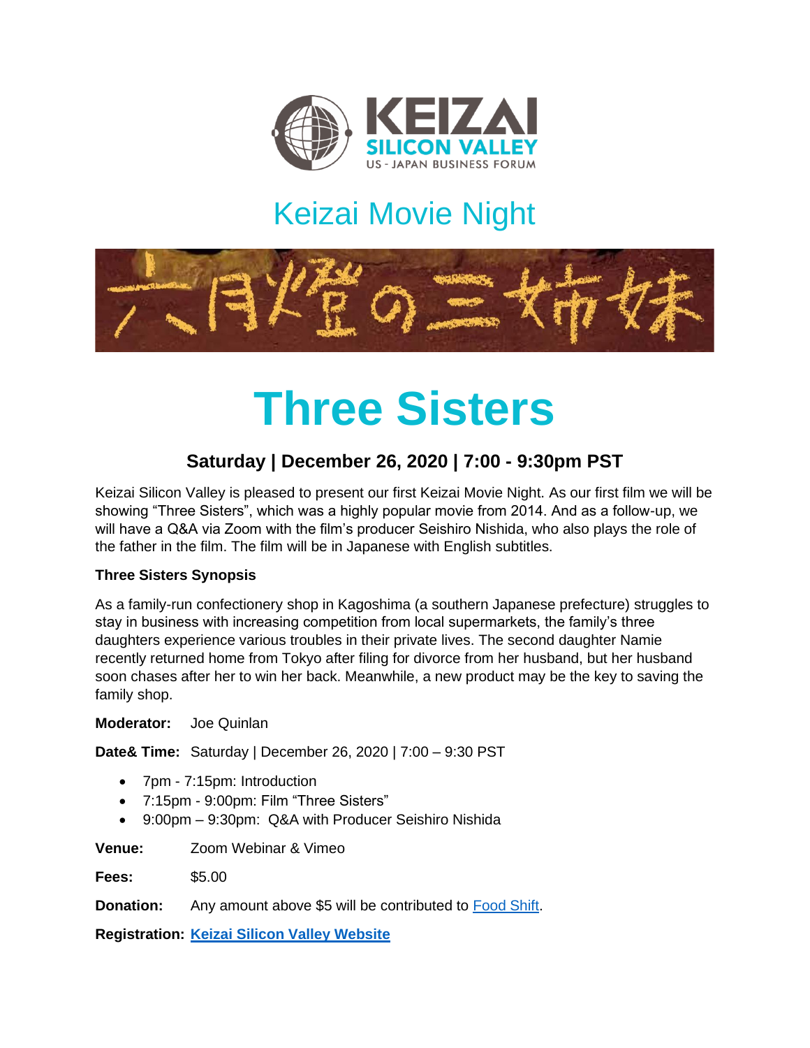KEIZAI
SILICON VALLEY
US - JAPAN BUSINESS FORUM

# Keizai Movie Night

六月燈の三姉妹

# Three Sisters

### Saturday | December 26, 2020 | 7:00 - 9:30pm PST

Keizai Silicon Valley is pleased to present our first Keizai Movie Night. As our first film we will be showing "Three Sisters", which was a highly popular movie from 2014. And as a follow-up, we will have a Q&A via Zoom with the film's producer Seishiro Nishida, who also plays the role of the father in the film. The film will be in Japanese with English subtitles.

**Three Sisters Synopsis**

As a family-run confectionery shop in Kagoshima (a southern Japanese prefecture) struggles to stay in business with increasing competition from local supermarkets, the family's three daughters experience various troubles in their private lives. The second daughter Namie recently returned home from Tokyo after filing for divorce from her husband, but her husband soon chases after her to win her back. Meanwhile, a new product may be the key to saving the family shop.

**Moderator:** Joe Quinlan

**Date& Time:** Saturday | December 26, 2020 | 7:00 – 9:30 PST

- 7pm - 7:15pm: Introduction
- 7:15pm - 9:00pm: Film "Three Sisters"
- 9:00pm – 9:30pm: Q&A with Producer Seishiro Nishida

**Venue:** Zoom Webinar & Vimeo

**Fees:** $5.00

**Donation:** Any amount above $5 will be contributed to Food Shift.

**Registration:** **Keizai Silicon Valley Website**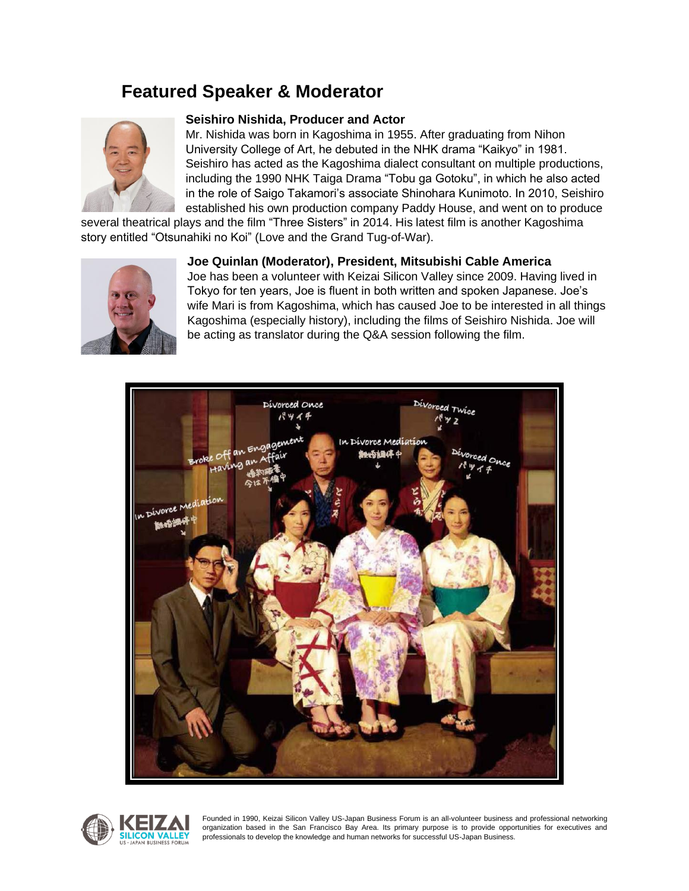## Featured Speaker & Moderator

**Seishiro Nishida, Producer and Actor**

Mr. Nishida was born in Kagoshima in 1955. After graduating from Nihon University College of Art, he debuted in the NHK drama "Kaikyo" in 1981. Seishiro has acted as the Kagoshima dialect consultant on multiple productions, including the 1990 NHK Taiga Drama "Tobu ga Gotoku", in which he also acted in the role of Saigo Takamori's associate Shinohara Kunimoto. In 2010, Seishiro established his own production company Paddy House, and went on to produce several theatrical plays and the film "Three Sisters" in 2014. His latest film is another Kagoshima story entitled "Otsunahiki no Koi" (Love and the Grand Tug-of-War).

**Joe Quinlan (Moderator), President, Mitsubishi Cable America**

Joe has been a volunteer with Keizai Silicon Valley since 2009. Having lived in Tokyo for ten years, Joe is fluent in both written and spoken Japanese. Joe's wife Mari is from Kagoshima, which has caused Joe to be interested in all things Kagoshima (especially history), including the films of Seishiro Nishida. Joe will be acting as translator during the Q&A session following the film.

Founded in 1990, Keizai Silicon Valley US-Japan Business Forum is an all-volunteer business and professional networking organization based in the San Francisco Bay Area. Its primary purpose is to provide opportunities for executives and professionals to develop the knowledge and human networks for successful US-Japan Business.